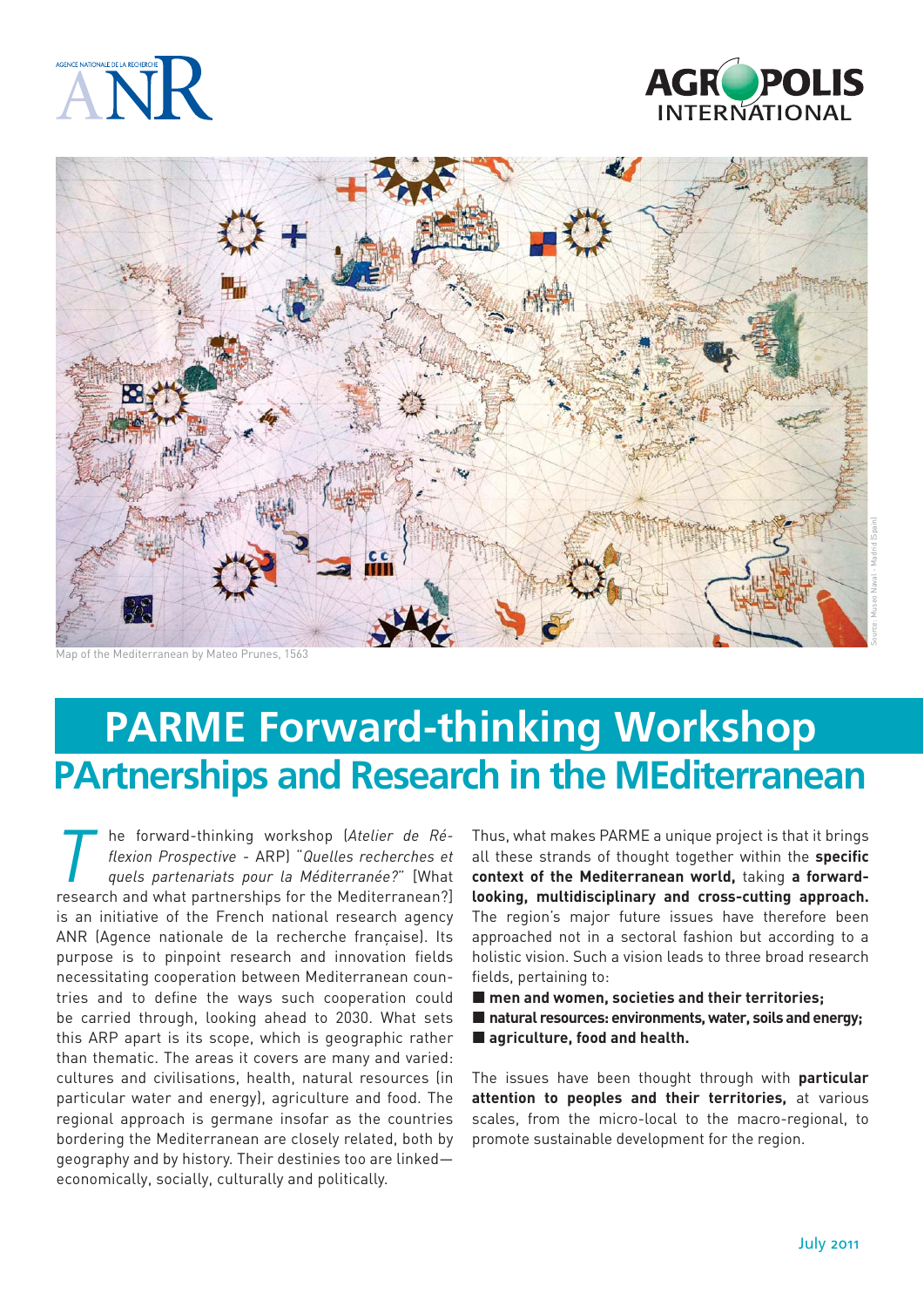AGENCE NATIONALE DE LA RECHERCHE ANR

AGROPOLIS INTERNATIONAL

Map of the Mediterranean by Mateo Prunes, 1563

Source: Museo Naval - Madrid (Spain)

# PARME Forward-thinking Workshop

## PArtnerships and Research in the MEditerranean

The forward-thinking workshop (*Atelier de Réflexion Prospective* - ARP) "*Quelles recherches et quels partenariats pour la Méditerranée?*" [What research and what partnerships for the Mediterranean?] is an initiative of the French national research agency ANR (Agence nationale de la recherche française). Its purpose is to pinpoint research and innovation fields necessitating cooperation between Mediterranean countries and to define the ways such cooperation could be carried through, looking ahead to 2030. What sets this ARP apart is its scope, which is geographic rather than thematic. The areas it covers are many and varied: cultures and civilisations, health, natural resources (in particular water and energy), agriculture and food. The regional approach is germane insofar as the countries bordering the Mediterranean are closely related, both by geography and by history. Their destinies too are linked—economically, socially, culturally and politically.

Thus, what makes PARME a unique project is that it brings all these strands of thought together within the **specific context of the Mediterranean world,** taking **a forward-looking, multidisciplinary and cross-cutting approach.** The region's major future issues have therefore been approached not in a sectoral fashion but according to a holistic vision. Such a vision leads to three broad research fields, pertaining to:

- **men and women, societies and their territories;**
- **natural resources: environments, water, soils and energy;**
- **agriculture, food and health.**

The issues have been thought through with **particular attention to peoples and their territories,** at various scales, from the micro-local to the macro-regional, to promote sustainable development for the region.

July 2011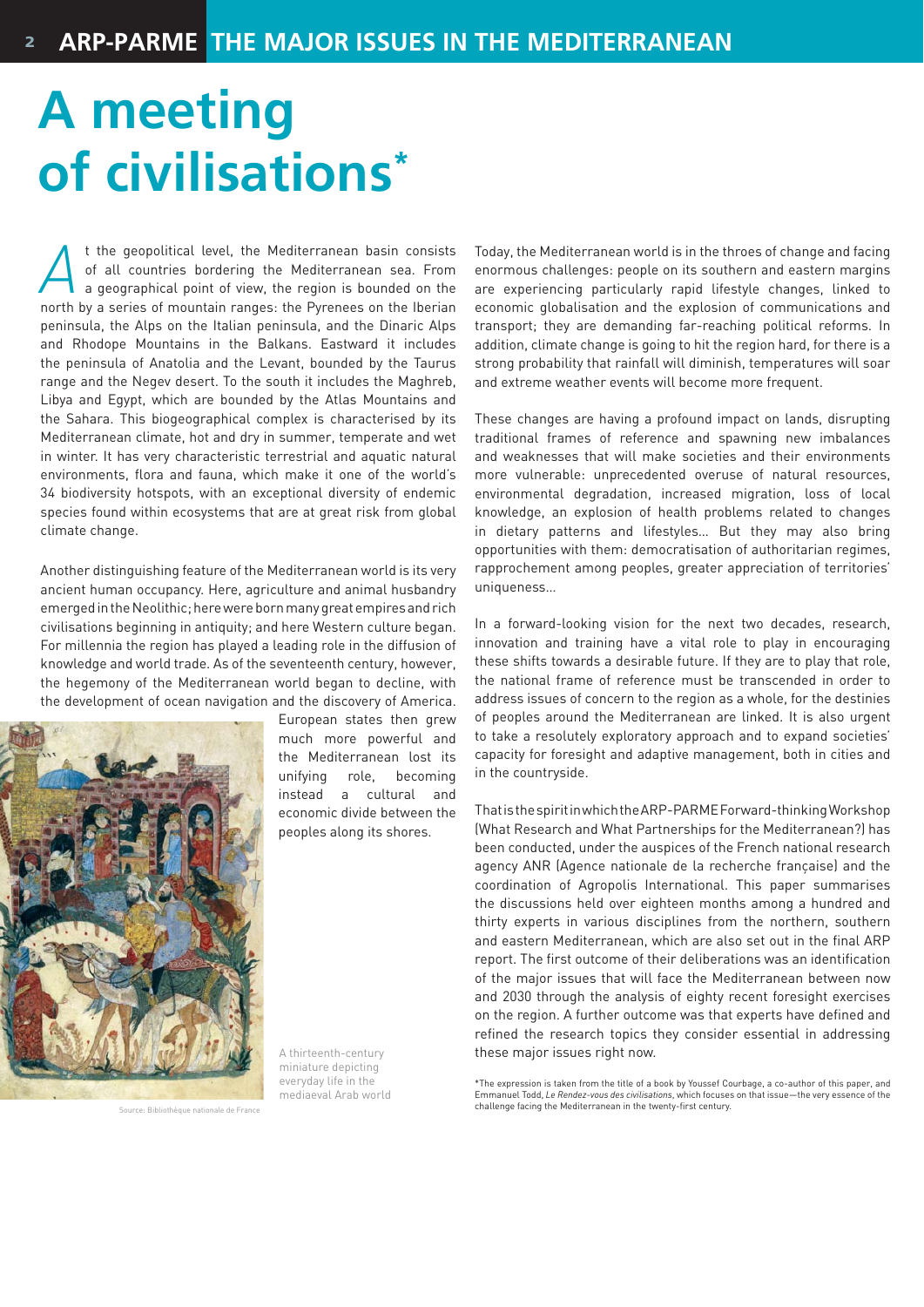# A meeting of civilisations*

At the geopolitical level, the Mediterranean basin consists of all countries bordering the Mediterranean sea. From a geographical point of view, the region is bounded on the north by a series of mountain ranges: the Pyrenees on the Iberian peninsula, the Alps on the Italian peninsula, and the Dinaric Alps and Rhodope Mountains in the Balkans. Eastward it includes the peninsula of Anatolia and the Levant, bounded by the Taurus range and the Negev desert. To the south it includes the Maghreb, Libya and Egypt, which are bounded by the Atlas Mountains and the Sahara. This biogeographical complex is characterised by its Mediterranean climate, hot and dry in summer, temperate and wet in winter. It has very characteristic terrestrial and aquatic natural environments, flora and fauna, which make it one of the world's 34 biodiversity hotspots, with an exceptional diversity of endemic species found within ecosystems that are at great risk from global climate change.

Another distinguishing feature of the Mediterranean world is its very ancient human occupancy. Here, agriculture and animal husbandry emerged in the Neolithic; here were born many great empires and rich civilisations beginning in antiquity; and here Western culture began. For millennia the region has played a leading role in the diffusion of knowledge and world trade. As of the seventeenth century, however, the hegemony of the Mediterranean world began to decline, with the development of ocean navigation and the discovery of America. European states then grew much more powerful and the Mediterranean lost its unifying role, becoming instead a cultural and economic divide between the peoples along its shores.

A thirteenth-century miniature depicting everyday life in the mediaeval Arab world

Source: Bibliothèque nationale de France

Today, the Mediterranean world is in the throes of change and facing enormous challenges: people on its southern and eastern margins are experiencing particularly rapid lifestyle changes, linked to economic globalisation and the explosion of communications and transport; they are demanding far-reaching political reforms. In addition, climate change is going to hit the region hard, for there is a strong probability that rainfall will diminish, temperatures will soar and extreme weather events will become more frequent.

These changes are having a profound impact on lands, disrupting traditional frames of reference and spawning new imbalances and weaknesses that will make societies and their environments more vulnerable: unprecedented overuse of natural resources, environmental degradation, increased migration, loss of local knowledge, an explosion of health problems related to changes in dietary patterns and lifestyles… But they may also bring opportunities with them: democratisation of authoritarian regimes, rapprochement among peoples, greater appreciation of territories' uniqueness…

In a forward-looking vision for the next two decades, research, innovation and training have a vital role to play in encouraging these shifts towards a desirable future. If they are to play that role, the national frame of reference must be transcended in order to address issues of concern to the region as a whole, for the destinies of peoples around the Mediterranean are linked. It is also urgent to take a resolutely exploratory approach and to expand societies' capacity for foresight and adaptive management, both in cities and in the countryside.

That is the spirit in which the ARP-PARME Forward-thinking Workshop (What Research and What Partnerships for the Mediterranean?) has been conducted, under the auspices of the French national research agency ANR (Agence nationale de la recherche française) and the coordination of Agropolis International. This paper summarises the discussions held over eighteen months among a hundred and thirty experts in various disciplines from the northern, southern and eastern Mediterranean, which are also set out in the final ARP report. The first outcome of their deliberations was an identification of the major issues that will face the Mediterranean between now and 2030 through the analysis of eighty recent foresight exercises on the region. A further outcome was that experts have defined and refined the research topics they consider essential in addressing these major issues right now.

*The expression is taken from the title of a book by Youssef Courbage, a co-author of this paper, and Emmanuel Todd, *Le Rendez-vous des civilisations*, which focuses on that issue—the very essence of the challenge facing the Mediterranean in the twenty-first century.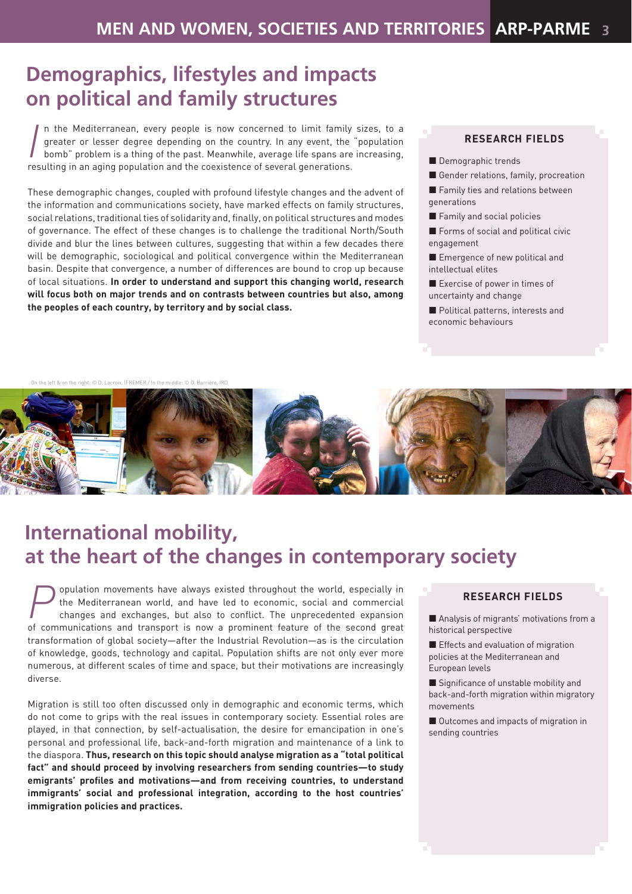## Demographics, lifestyles and impacts on political and family structures

In the Mediterranean, every people is now concerned to limit family sizes, to a greater or lesser degree depending on the country. In any event, the "population bomb" problem is a thing of the past. Meanwhile, average life spans are increasing, resulting in an aging population and the coexistence of several generations.

These demographic changes, coupled with profound lifestyle changes and the advent of the information and communications society, have marked effects on family structures, social relations, traditional ties of solidarity and, finally, on political structures and modes of governance. The effect of these changes is to challenge the traditional North/South divide and blur the lines between cultures, suggesting that within a few decades there will be demographic, sociological and political convergence within the Mediterranean basin. Despite that convergence, a number of differences are bound to crop up because of local situations. **In order to understand and support this changing world, research will focus both on major trends and on contrasts between countries but also, among the peoples of each country, by territory and by social class.**

### RESEARCH FIELDS

- Demographic trends
- Gender relations, family, procreation
- Family ties and relations between generations
- Family and social policies
- Forms of social and political civic engagement
- Emergence of new political and intellectual elites
- Exercise of power in times of uncertainty and change
- Political patterns, interests and economic behaviours

On the left & on the right: © D. Lacroix, IFREMER / In the middle: © O. Barrière, IRD

## International mobility, at the heart of the changes in contemporary society

Population movements have always existed throughout the world, especially in the Mediterranean world, and have led to economic, social and commercial changes and exchanges, but also to conflict. The unprecedented expansion of communications and transport is now a prominent feature of the second great transformation of global society—after the Industrial Revolution—as is the circulation of knowledge, goods, technology and capital. Population shifts are not only ever more numerous, at different scales of time and space, but their motivations are increasingly diverse.

Migration is still too often discussed only in demographic and economic terms, which do not come to grips with the real issues in contemporary society. Essential roles are played, in that connection, by self-actualisation, the desire for emancipation in one's personal and professional life, back-and-forth migration and maintenance of a link to the diaspora. **Thus, research on this topic should analyse migration as a "total political fact" and should proceed by involving researchers from sending countries—to study emigrants' profiles and motivations—and from receiving countries, to understand immigrants' social and professional integration, according to the host countries' immigration policies and practices.**

### RESEARCH FIELDS

- Analysis of migrants' motivations from a historical perspective
- Effects and evaluation of migration policies at the Mediterranean and European levels
- Significance of unstable mobility and back-and-forth migration within migratory movements
- Outcomes and impacts of migration in sending countries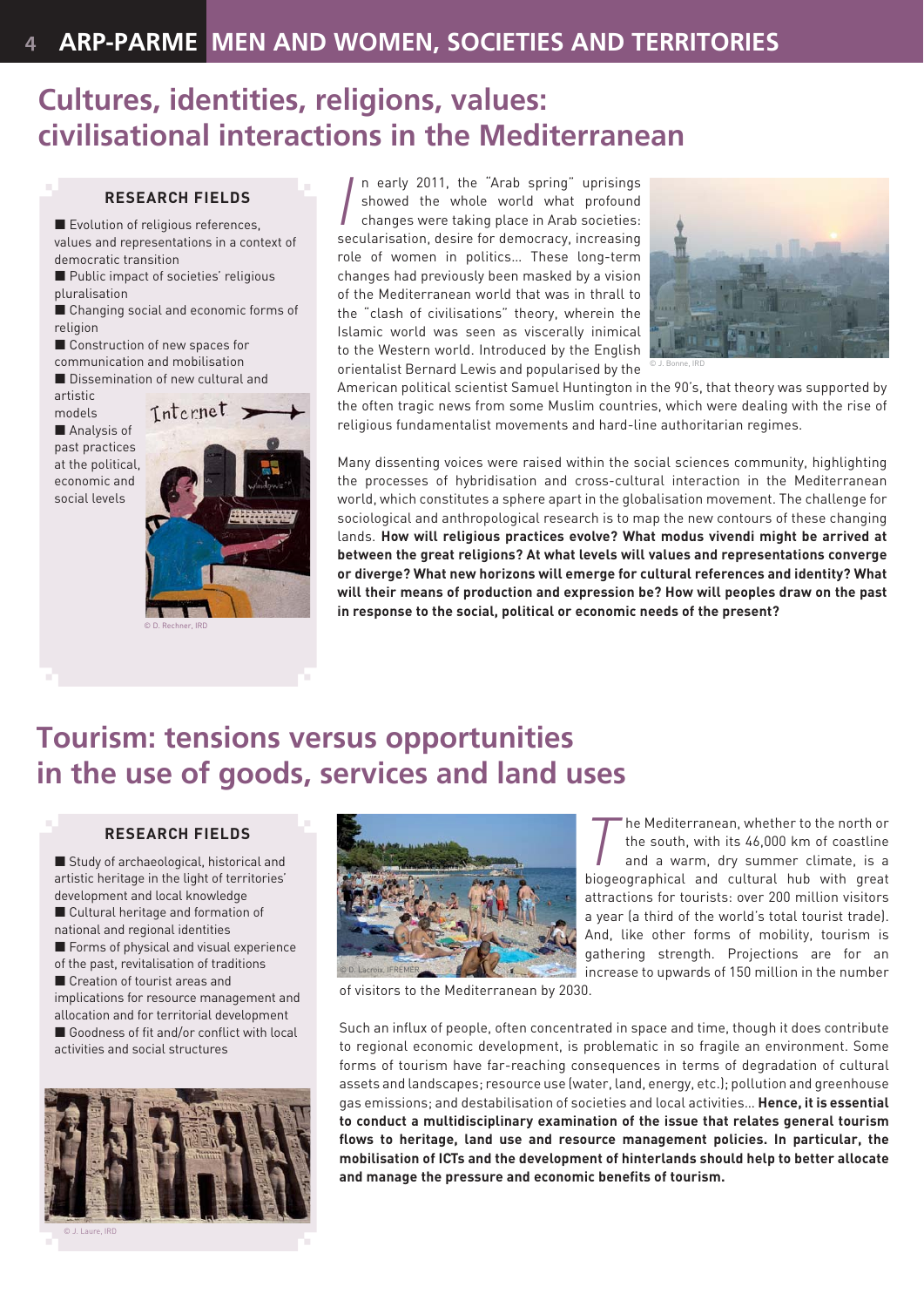# Cultures, identities, religions, values: civilisational interactions in the Mediterranean

### RESEARCH FIELDS

- Evolution of religious references, values and representations in a context of democratic transition
- Public impact of societies' religious pluralisation
- Changing social and economic forms of religion
- Construction of new spaces for communication and mobilisation
- Dissemination of new cultural and artistic models
- Analysis of past practices at the political, economic and social levels

© D. Rechner, IRD

In early 2011, the "Arab spring" uprisings showed the whole world what profound changes were taking place in Arab societies: secularisation, desire for democracy, increasing role of women in politics... These long-term changes had previously been masked by a vision of the Mediterranean world that was in thrall to the "clash of civilisations" theory, wherein the Islamic world was seen as viscerally inimical to the Western world. Introduced by the English orientalist Bernard Lewis and popularised by the American political scientist Samuel Huntington in the 90's, that theory was supported by the often tragic news from some Muslim countries, which were dealing with the rise of religious fundamentalist movements and hard-line authoritarian regimes.

© J. Bonne, IRD

Many dissenting voices were raised within the social sciences community, highlighting the processes of hybridisation and cross-cultural interaction in the Mediterranean world, which constitutes a sphere apart in the globalisation movement. The challenge for sociological and anthropological research is to map the new contours of these changing lands. **How will religious practices evolve? What modus vivendi might be arrived at between the great religions? At what levels will values and representations converge or diverge? What new horizons will emerge for cultural references and identity? What will their means of production and expression be? How will peoples draw on the past in response to the social, political or economic needs of the present?**

# Tourism: tensions versus opportunities in the use of goods, services and land uses

### RESEARCH FIELDS

- Study of archaeological, historical and artistic heritage in the light of territories' development and local knowledge
- Cultural heritage and formation of national and regional identities
- Forms of physical and visual experience of the past, revitalisation of traditions
- Creation of tourist areas and implications for resource management and allocation and for territorial development
- Goodness of fit and/or conflict with local activities and social structures

© J. Laure, IRD

© D. Lacroix, IFREMER

The Mediterranean, whether to the north or the south, with its 46,000 km of coastline and a warm, dry summer climate, is a biogeographical and cultural hub with great attractions for tourists: over 200 million visitors a year (a third of the world's total tourist trade). And, like other forms of mobility, tourism is gathering strength. Projections are for an increase to upwards of 150 million in the number of visitors to the Mediterranean by 2030.

Such an influx of people, often concentrated in space and time, though it does contribute to regional economic development, is problematic in so fragile an environment. Some forms of tourism have far-reaching consequences in terms of degradation of cultural assets and landscapes; resource use (water, land, energy, etc.); pollution and greenhouse gas emissions; and destabilisation of societies and local activities... **Hence, it is essential to conduct a multidisciplinary examination of the issue that relates general tourism flows to heritage, land use and resource management policies. In particular, the mobilisation of ICTs and the development of hinterlands should help to better allocate and manage the pressure and economic benefits of tourism.**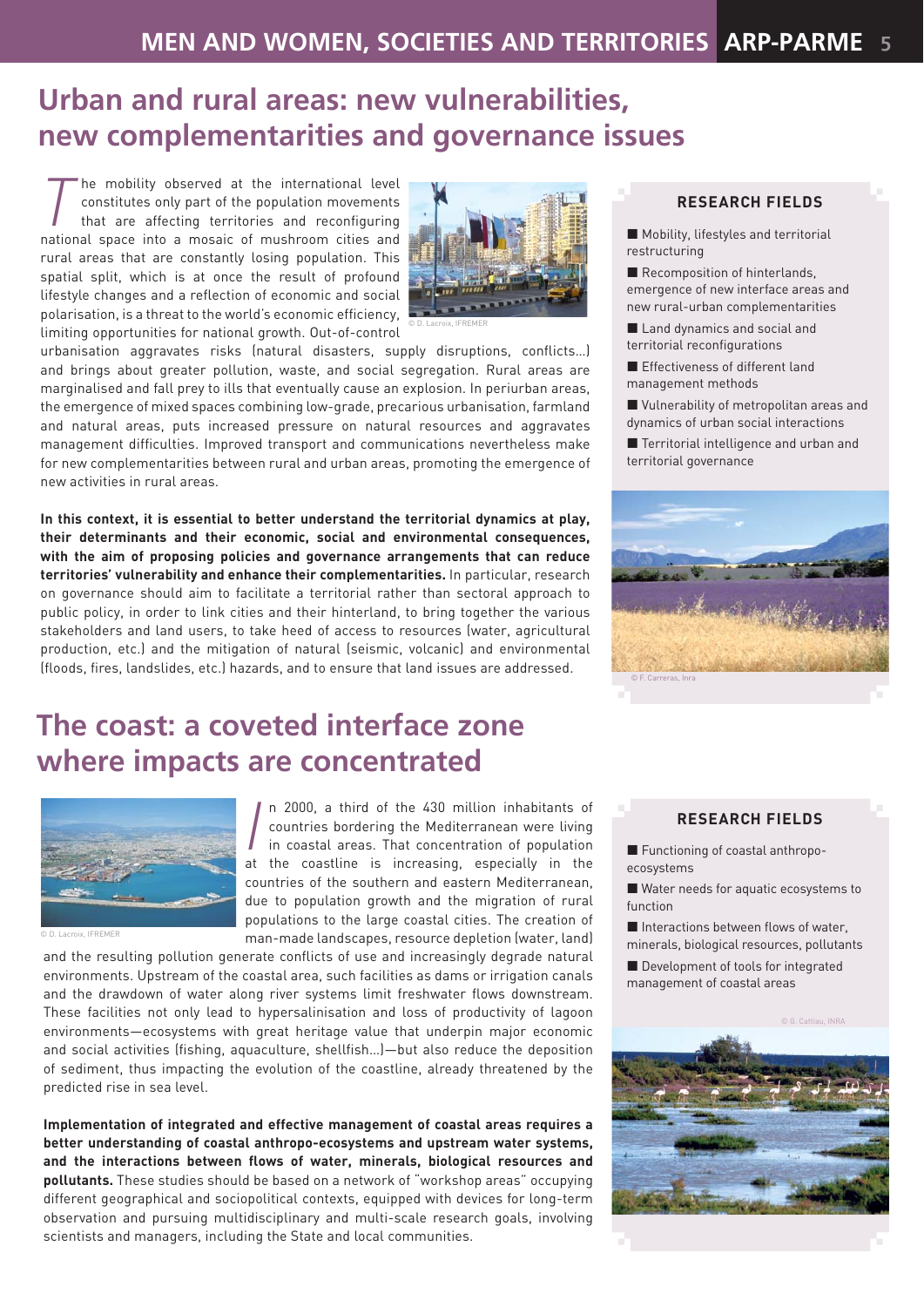# Urban and rural areas: new vulnerabilities, new complementarities and governance issues

The mobility observed at the international level constitutes only part of the population movements that are affecting territories and reconfiguring national space into a mosaic of mushroom cities and rural areas that are constantly losing population. This spatial split, which is at once the result of profound lifestyle changes and a reflection of economic and social polarisation, is a threat to the world's economic efficiency, limiting opportunities for national growth. Out-of-control urbanisation aggravates risks (natural disasters, supply disruptions, conflicts…) and brings about greater pollution, waste, and social segregation. Rural areas are marginalised and fall prey to ills that eventually cause an explosion. In periurban areas, the emergence of mixed spaces combining low-grade, precarious urbanisation, farmland and natural areas, puts increased pressure on natural resources and aggravates management difficulties. Improved transport and communications nevertheless make for new complementarities between rural and urban areas, promoting the emergence of new activities in rural areas.

© D. Lacroix, IFREMER

**In this context, it is essential to better understand the territorial dynamics at play, their determinants and their economic, social and environmental consequences, with the aim of proposing policies and governance arrangements that can reduce territories' vulnerability and enhance their complementarities.** In particular, research on governance should aim to facilitate a territorial rather than sectoral approach to public policy, in order to link cities and their hinterland, to bring together the various stakeholders and land users, to take heed of access to resources (water, agricultural production, etc.) and the mitigation of natural (seismic, volcanic) and environmental (floods, fires, landslides, etc.) hazards, and to ensure that land issues are addressed.

### RESEARCH FIELDS

- Mobility, lifestyles and territorial restructuring
- Recomposition of hinterlands, emergence of new interface areas and new rural-urban complementarities
- Land dynamics and social and territorial reconfigurations
- Effectiveness of different land management methods
- Vulnerability of metropolitan areas and dynamics of urban social interactions
- Territorial intelligence and urban and territorial governance

© F. Carreras, Inra

# The coast: a coveted interface zone where impacts are concentrated

© D. Lacroix, IFREMER

In 2000, a third of the 430 million inhabitants of countries bordering the Mediterranean were living in coastal areas. That concentration of population at the coastline is increasing, especially in the countries of the southern and eastern Mediterranean, due to population growth and the migration of rural populations to the large coastal cities. The creation of man-made landscapes, resource depletion (water, land) and the resulting pollution generate conflicts of use and increasingly degrade natural environments. Upstream of the coastal area, such facilities as dams or irrigation canals and the drawdown of water along river systems limit freshwater flows downstream. These facilities not only lead to hypersalinisation and loss of productivity of lagoon environments—ecosystems with great heritage value that underpin major economic and social activities (fishing, aquaculture, shellfish…)—but also reduce the deposition of sediment, thus impacting the evolution of the coastline, already threatened by the predicted rise in sea level.

**Implementation of integrated and effective management of coastal areas requires a better understanding of coastal anthropo-ecosystems and upstream water systems, and the interactions between flows of water, minerals, biological resources and pollutants.** These studies should be based on a network of "workshop areas" occupying different geographical and sociopolitical contexts, equipped with devices for long-term observation and pursuing multidisciplinary and multi-scale research goals, involving scientists and managers, including the State and local communities.

### RESEARCH FIELDS

- Functioning of coastal anthropo-ecosystems
- Water needs for aquatic ecosystems to function
- Interactions between flows of water, minerals, biological resources, pollutants
- Development of tools for integrated management of coastal areas

© G. Cattiau, INRA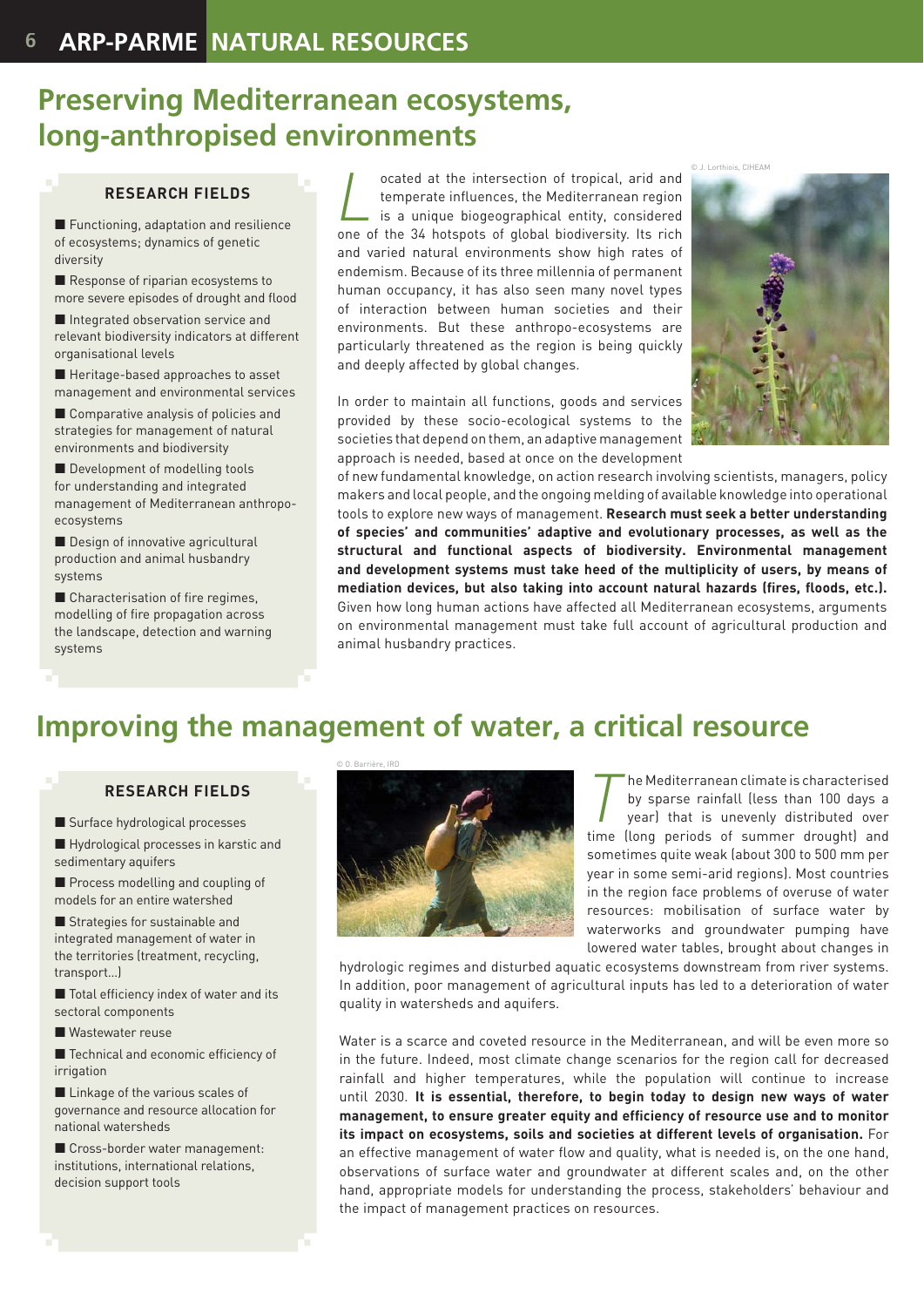# Preserving Mediterranean ecosystems, long-anthropised environments

### RESEARCH FIELDS

- Functioning, adaptation and resilience of ecosystems; dynamics of genetic diversity
- Response of riparian ecosystems to more severe episodes of drought and flood
- Integrated observation service and relevant biodiversity indicators at different organisational levels
- Heritage-based approaches to asset management and environmental services
- Comparative analysis of policies and strategies for management of natural environments and biodiversity
- Development of modelling tools for understanding and integrated management of Mediterranean anthropo-ecosystems
- Design of innovative agricultural production and animal husbandry systems
- Characterisation of fire regimes, modelling of fire propagation across the landscape, detection and warning systems

Located at the intersection of tropical, arid and temperate influences, the Mediterranean region is a unique biogeographical entity, considered one of the 34 hotspots of global biodiversity. Its rich and varied natural environments show high rates of endemism. Because of its three millennia of permanent human occupancy, it has also seen many novel types of interaction between human societies and their environments. But these anthropo-ecosystems are particularly threatened as the region is being quickly and deeply affected by global changes.

© J. Lorthiois, CIHEAM

In order to maintain all functions, goods and services provided by these socio-ecological systems to the societies that depend on them, an adaptive management approach is needed, based at once on the development of new fundamental knowledge, on action research involving scientists, managers, policy makers and local people, and the ongoing melding of available knowledge into operational tools to explore new ways of management. **Research must seek a better understanding of species' and communities' adaptive and evolutionary processes, as well as the structural and functional aspects of biodiversity. Environmental management and development systems must take heed of the multiplicity of users, by means of mediation devices, but also taking into account natural hazards (fires, floods, etc.).** Given how long human actions have affected all Mediterranean ecosystems, arguments on environmental management must take full account of agricultural production and animal husbandry practices.

# Improving the management of water, a critical resource

### RESEARCH FIELDS

- Surface hydrological processes
- Hydrological processes in karstic and sedimentary aquifers
- Process modelling and coupling of models for an entire watershed
- Strategies for sustainable and integrated management of water in the territories (treatment, recycling, transport...)
- Total efficiency index of water and its sectoral components
- Wastewater reuse
- Technical and economic efficiency of irrigation
- Linkage of the various scales of governance and resource allocation for national watersheds
- Cross-border water management: institutions, international relations, decision support tools

© O. Barrière, IRD

The Mediterranean climate is characterised by sparse rainfall (less than 100 days a year) that is unevenly distributed over time (long periods of summer drought) and sometimes quite weak (about 300 to 500 mm per year in some semi-arid regions). Most countries in the region face problems of overuse of water resources: mobilisation of surface water by waterworks and groundwater pumping have lowered water tables, brought about changes in hydrologic regimes and disturbed aquatic ecosystems downstream from river systems. In addition, poor management of agricultural inputs has led to a deterioration of water quality in watersheds and aquifers.

Water is a scarce and coveted resource in the Mediterranean, and will be even more so in the future. Indeed, most climate change scenarios for the region call for decreased rainfall and higher temperatures, while the population will continue to increase until 2030. **It is essential, therefore, to begin today to design new ways of water management, to ensure greater equity and efficiency of resource use and to monitor its impact on ecosystems, soils and societies at different levels of organisation.** For an effective management of water flow and quality, what is needed is, on the one hand, observations of surface water and groundwater at different scales and, on the other hand, appropriate models for understanding the process, stakeholders' behaviour and the impact of management practices on resources.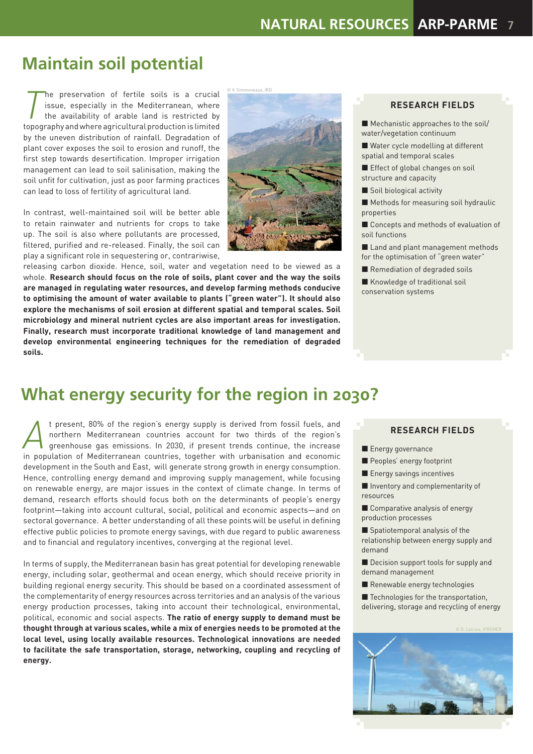## Maintain soil potential

The preservation of fertile soils is a crucial issue, especially in the Mediterranean, where the availability of arable land is restricted by topography and where agricultural production is limited by the uneven distribution of rainfall. Degradation of plant cover exposes the soil to erosion and runoff, the first step towards desertification. Improper irrigation management can lead to soil salinisation, making the soil unfit for cultivation, just as poor farming practices can lead to loss of fertility of agricultural land.

In contrast, well-maintained soil will be better able to retain rainwater and nutrients for crops to take up. The soil is also where pollutants are processed, filtered, purified and re-released. Finally, the soil can play a significant role in sequestering or, contrariwise, releasing carbon dioxide. Hence, soil, water and vegetation need to be viewed as a whole. **Research should focus on the role of soils, plant cover and the way the soils are managed in regulating water resources, and develop farming methods conducive to optimising the amount of water available to plants ("green water"). It should also explore the mechanisms of soil erosion at different spatial and temporal scales. Soil microbiology and mineral nutrient cycles are also important areas for investigation. Finally, research must incorporate traditional knowledge of land management and develop environmental engineering techniques for the remediation of degraded soils.**

© V. Simmoneaux, IRD

### RESEARCH FIELDS

- Mechanistic approaches to the soil/water/vegetation continuum
- Water cycle modelling at different spatial and temporal scales
- Effect of global changes on soil structure and capacity
- Soil biological activity
- Methods for measuring soil hydraulic properties
- Concepts and methods of evaluation of soil functions
- Land and plant management methods for the optimisation of "green water"
- Remediation of degraded soils
- Knowledge of traditional soil conservation systems

## What energy security for the region in 2030?

At present, 80% of the region's energy supply is derived from fossil fuels, and northern Mediterranean countries account for two thirds of the region's greenhouse gas emissions. In 2030, if present trends continue, the increase in population of Mediterranean countries, together with urbanisation and economic development in the South and East, will generate strong growth in energy consumption. Hence, controlling energy demand and improving supply management, while focusing on renewable energy, are major issues in the context of climate change. In terms of demand, research efforts should focus both on the determinants of people's energy footprint—taking into account cultural, social, political and economic aspects—and on sectoral governance. A better understanding of all these points will be useful in defining effective public policies to promote energy savings, with due regard to public awareness and to financial and regulatory incentives, converging at the regional level.

In terms of supply, the Mediterranean basin has great potential for developing renewable energy, including solar, geothermal and ocean energy, which should receive priority in building regional energy security. This should be based on a coordinated assessment of the complementarity of energy resources across territories and an analysis of the various energy production processes, taking into account their technological, environmental, political, economic and social aspects. **The ratio of energy supply to demand must be thought through at various scales, while a mix of energies needs to be promoted at the local level, using locally available resources. Technological innovations are needed to facilitate the safe transportation, storage, networking, coupling and recycling of energy.**

### RESEARCH FIELDS

- Energy governance
- Peoples' energy footprint
- Energy savings incentives
- Inventory and complementarity of resources
- Comparative analysis of energy production processes
- Spatiotemporal analysis of the relationship between energy supply and demand
- Decision support tools for supply and demand management
- Renewable energy technologies
- Technologies for the transportation, delivering, storage and recycling of energy

© D. Lacroix, IFREMER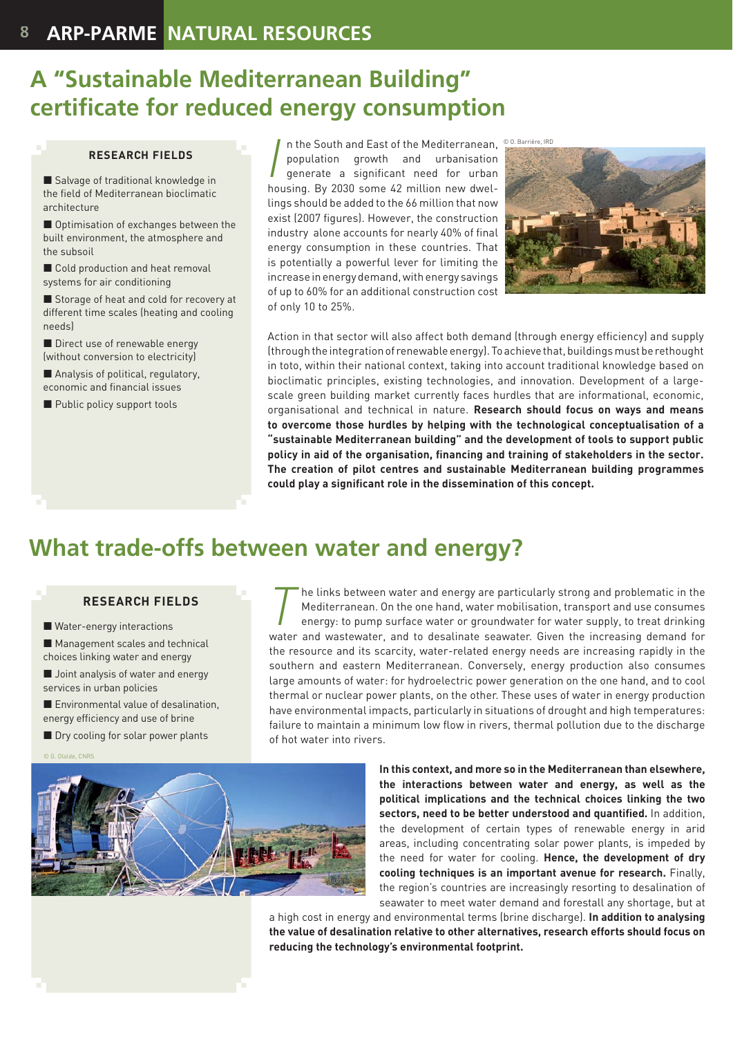# A "Sustainable Mediterranean Building" certificate for reduced energy consumption

### RESEARCH FIELDS

- Salvage of traditional knowledge in the field of Mediterranean bioclimatic architecture
- Optimisation of exchanges between the built environment, the atmosphere and the subsoil
- Cold production and heat removal systems for air conditioning
- Storage of heat and cold for recovery at different time scales (heating and cooling needs)
- Direct use of renewable energy (without conversion to electricity)
- Analysis of political, regulatory, economic and financial issues
- Public policy support tools

In the South and East of the Mediterranean, population growth and urbanisation generate a significant need for urban housing. By 2030 some 42 million new dwellings should be added to the 66 million that now exist (2007 figures). However, the construction industry alone accounts for nearly 40% of final energy consumption in these countries. That is potentially a powerful lever for limiting the increase in energy demand, with energy savings of up to 60% for an additional construction cost of only 10 to 25%.

© O. Barrière, IRD

Action in that sector will also affect both demand (through energy efficiency) and supply (through the integration of renewable energy). To achieve that, buildings must be rethought in toto, within their national context, taking into account traditional knowledge based on bioclimatic principles, existing technologies, and innovation. Development of a large-scale green building market currently faces hurdles that are informational, economic, organisational and technical in nature. **Research should focus on ways and means to overcome those hurdles by helping with the technological conceptualisation of a "sustainable Mediterranean building" and the development of tools to support public policy in aid of the organisation, financing and training of stakeholders in the sector. The creation of pilot centres and sustainable Mediterranean building programmes could play a significant role in the dissemination of this concept.**

# What trade-offs between water and energy?

### RESEARCH FIELDS

- Water-energy interactions
- Management scales and technical choices linking water and energy
- Joint analysis of water and energy services in urban policies
- Environmental value of desalination, energy efficiency and use of brine
- Dry cooling for solar power plants

The links between water and energy are particularly strong and problematic in the Mediterranean. On the one hand, water mobilisation, transport and use consumes energy: to pump surface water or groundwater for water supply, to treat drinking water and wastewater, and to desalinate seawater. Given the increasing demand for the resource and its scarcity, water-related energy needs are increasing rapidly in the southern and eastern Mediterranean. Conversely, energy production also consumes large amounts of water: for hydroelectric power generation on the one hand, and to cool thermal or nuclear power plants, on the other. These uses of water in energy production have environmental impacts, particularly in situations of drought and high temperatures: failure to maintain a minimum low flow in rivers, thermal pollution due to the discharge of hot water into rivers.

© G. Olalde, CNRS

**In this context, and more so in the Mediterranean than elsewhere, the interactions between water and energy, as well as the political implications and the technical choices linking the two sectors, need to be better understood and quantified.** In addition, the development of certain types of renewable energy in arid areas, including concentrating solar power plants, is impeded by the need for water for cooling. **Hence, the development of dry cooling techniques is an important avenue for research.** Finally, the region's countries are increasingly resorting to desalination of seawater to meet water demand and forestall any shortage, but at a high cost in energy and environmental terms (brine discharge). **In addition to analysing the value of desalination relative to other alternatives, research efforts should focus on reducing the technology's environmental footprint.**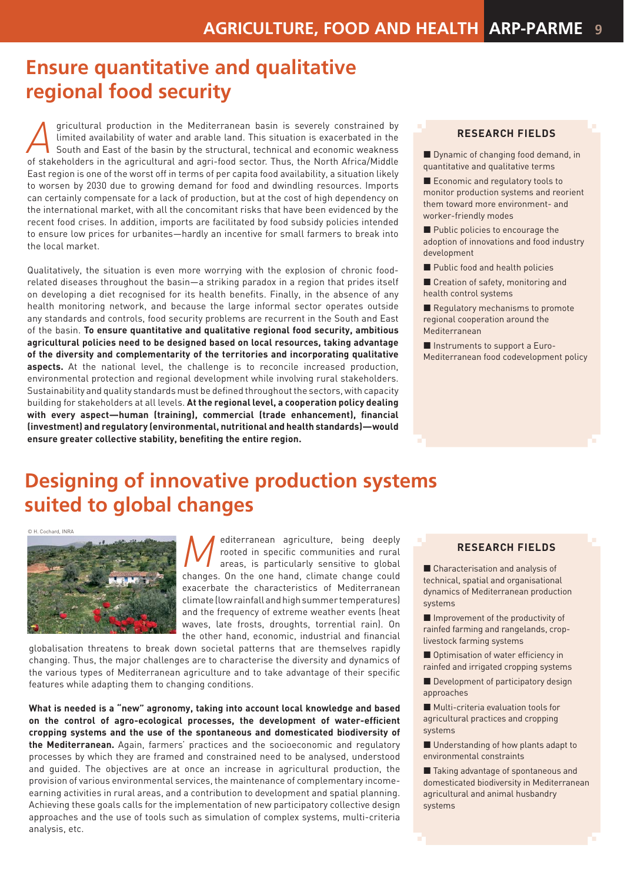# Ensure quantitative and qualitative regional food security

Agricultural production in the Mediterranean basin is severely constrained by limited availability of water and arable land. This situation is exacerbated in the South and East of the basin by the structural, technical and economic weakness of stakeholders in the agricultural and agri-food sector. Thus, the North Africa/Middle East region is one of the worst off in terms of per capita food availability, a situation likely to worsen by 2030 due to growing demand for food and dwindling resources. Imports can certainly compensate for a lack of production, but at the cost of high dependency on the international market, with all the concomitant risks that have been evidenced by the recent food crises. In addition, imports are facilitated by food subsidy policies intended to ensure low prices for urbanites—hardly an incentive for small farmers to break into the local market.

Qualitatively, the situation is even more worrying with the explosion of chronic food-related diseases throughout the basin—a striking paradox in a region that prides itself on developing a diet recognised for its health benefits. Finally, in the absence of any health monitoring network, and because the large informal sector operates outside any standards and controls, food security problems are recurrent in the South and East of the basin. **To ensure quantitative and qualitative regional food security, ambitious agricultural policies need to be designed based on local resources, taking advantage of the diversity and complementarity of the territories and incorporating qualitative aspects.** At the national level, the challenge is to reconcile increased production, environmental protection and regional development while involving rural stakeholders. Sustainability and quality standards must be defined throughout the sectors, with capacity building for stakeholders at all levels. **At the regional level, a cooperation policy dealing with every aspect—human (training), commercial (trade enhancement), financial (investment) and regulatory (environmental, nutritional and health standards)—would ensure greater collective stability, benefiting the entire region.**

### RESEARCH FIELDS

- Dynamic of changing food demand, in quantitative and qualitative terms
- Economic and regulatory tools to monitor production systems and reorient them toward more environment- and worker-friendly modes
- Public policies to encourage the adoption of innovations and food industry development
- Public food and health policies
- Creation of safety, monitoring and health control systems
- Regulatory mechanisms to promote regional cooperation around the Mediterranean
- Instruments to support a Euro-Mediterranean food codevelopment policy

# Designing of innovative production systems suited to global changes

© H. Cochard, INRA

Mediterranean agriculture, being deeply rooted in specific communities and rural areas, is particularly sensitive to global changes. On the one hand, climate change could exacerbate the characteristics of Mediterranean climate (low rainfall and high summer temperatures) and the frequency of extreme weather events (heat waves, late frosts, droughts, torrential rain). On the other hand, economic, industrial and financial globalisation threatens to break down societal patterns that are themselves rapidly changing. Thus, the major challenges are to characterise the diversity and dynamics of the various types of Mediterranean agriculture and to take advantage of their specific features while adapting them to changing conditions.

**What is needed is a "new" agronomy, taking into account local knowledge and based on the control of agro-ecological processes, the development of water-efficient cropping systems and the use of the spontaneous and domesticated biodiversity of the Mediterranean.** Again, farmers' practices and the socioeconomic and regulatory processes by which they are framed and constrained need to be analysed, understood and guided. The objectives are at once an increase in agricultural production, the provision of various environmental services, the maintenance of complementary income-earning activities in rural areas, and a contribution to development and spatial planning. Achieving these goals calls for the implementation of new participatory collective design approaches and the use of tools such as simulation of complex systems, multi-criteria analysis, etc.

### RESEARCH FIELDS

- Characterisation and analysis of technical, spatial and organisational dynamics of Mediterranean production systems
- Improvement of the productivity of rainfed farming and rangelands, crop-livestock farming systems
- Optimisation of water efficiency in rainfed and irrigated cropping systems
- Development of participatory design approaches
- Multi-criteria evaluation tools for agricultural practices and cropping systems
- Understanding of how plants adapt to environmental constraints
- Taking advantage of spontaneous and domesticated biodiversity in Mediterranean agricultural and animal husbandry systems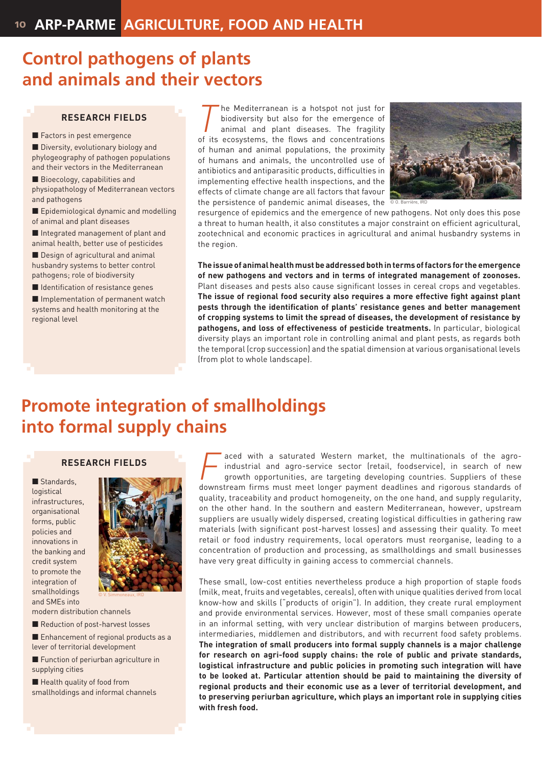# Control pathogens of plants and animals and their vectors

### RESEARCH FIELDS

- Factors in pest emergence
- Diversity, evolutionary biology and phylogeography of pathogen populations and their vectors in the Mediterranean
- Bioecology, capabilities and physiopathology of Mediterranean vectors and pathogens
- Epidemiological dynamic and modelling of animal and plant diseases
- Integrated management of plant and animal health, better use of pesticides
- Design of agricultural and animal husbandry systems to better control pathogens; role of biodiversity
- Identification of resistance genes
- Implementation of permanent watch systems and health monitoring at the regional level

The Mediterranean is a hotspot not just for biodiversity but also for the emergence of animal and plant diseases. The fragility of its ecosystems, the flows and concentrations of human and animal populations, the proximity of humans and animals, the uncontrolled use of antibiotics and antiparasitic products, difficulties in implementing effective health inspections, and the effects of climate change are all factors that favour the persistence of pandemic animal diseases, the resurgence of epidemics and the emergence of new pathogens. Not only does this pose a threat to human health, it also constitutes a major constraint on efficient agricultural, zootechnical and economic practices in agricultural and animal husbandry systems in the region.

© O. Barrière, IRD

**The issue of animal health must be addressed both in terms of factors for the emergence of new pathogens and vectors and in terms of integrated management of zoonoses.** Plant diseases and pests also cause significant losses in cereal crops and vegetables. **The issue of regional food security also requires a more effective fight against plant pests through the identification of plants' resistance genes and better management of cropping systems to limit the spread of diseases, the development of resistance by pathogens, and loss of effectiveness of pesticide treatments.** In particular, biological diversity plays an important role in controlling animal and plant pests, as regards both the temporal (crop succession) and the spatial dimension at various organisational levels (from plot to whole landscape).

# Promote integration of smallholdings into formal supply chains

### RESEARCH FIELDS

- Standards, logistical infrastructures, organisational forms, public policies and innovations in the banking and credit system to promote the integration of smallholdings and SMEs into modern distribution channels
- Reduction of post-harvest losses
- Enhancement of regional products as a lever of territorial development
- Function of periurban agriculture in supplying cities
- Health quality of food from smallholdings and informal channels

© V. Simmoneaux, IRD

Faced with a saturated Western market, the multinationals of the agro-industrial and agro-service sector (retail, foodservice), in search of new growth opportunities, are targeting developing countries. Suppliers of these downstream firms must meet longer payment deadlines and rigorous standards of quality, traceability and product homogeneity, on the one hand, and supply regularity, on the other hand. In the southern and eastern Mediterranean, however, upstream suppliers are usually widely dispersed, creating logistical difficulties in gathering raw materials (with significant post-harvest losses) and assessing their quality. To meet retail or food industry requirements, local operators must reorganise, leading to a concentration of production and processing, as smallholdings and small businesses have very great difficulty in gaining access to commercial channels.

These small, low-cost entities nevertheless produce a high proportion of staple foods (milk, meat, fruits and vegetables, cereals), often with unique qualities derived from local know-how and skills ("products of origin"). In addition, they create rural employment and provide environmental services. However, most of these small companies operate in an informal setting, with very unclear distribution of margins between producers, intermediaries, middlemen and distributors, and with recurrent food safety problems. **The integration of small producers into formal supply channels is a major challenge for research on agri-food supply chains: the role of public and private standards, logistical infrastructure and public policies in promoting such integration will have to be looked at. Particular attention should be paid to maintaining the diversity of regional products and their economic use as a lever of territorial development, and to preserving periurban agriculture, which plays an important role in supplying cities with fresh food.**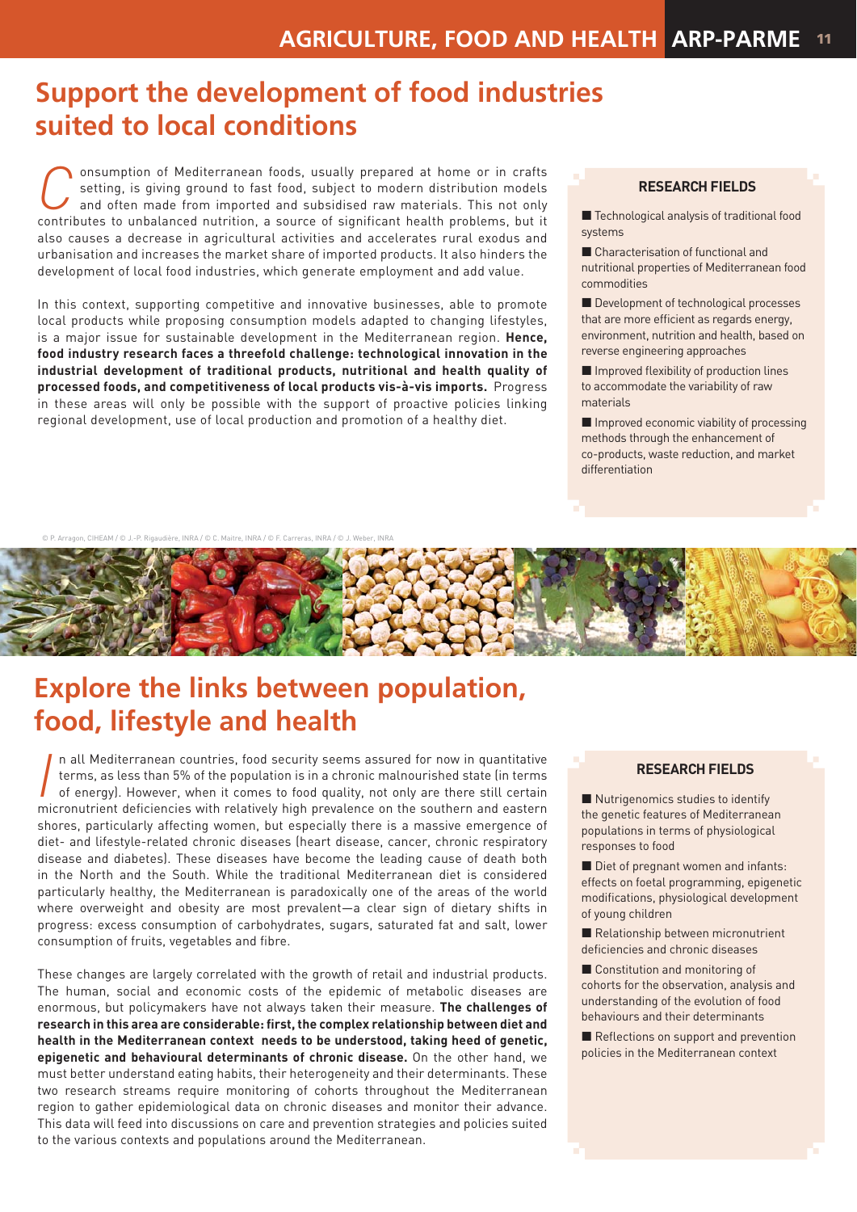## Support the development of food industries suited to local conditions

Consumption of Mediterranean foods, usually prepared at home or in crafts setting, is giving ground to fast food, subject to modern distribution models and often made from imported and subsidised raw materials. This not only contributes to unbalanced nutrition, a source of significant health problems, but it also causes a decrease in agricultural activities and accelerates rural exodus and urbanisation and increases the market share of imported products. It also hinders the development of local food industries, which generate employment and add value.

In this context, supporting competitive and innovative businesses, able to promote local products while proposing consumption models adapted to changing lifestyles, is a major issue for sustainable development in the Mediterranean region. **Hence, food industry research faces a threefold challenge: technological innovation in the industrial development of traditional products, nutritional and health quality of processed foods, and competitiveness of local products vis-à-vis imports.** Progress in these areas will only be possible with the support of proactive policies linking regional development, use of local production and promotion of a healthy diet.

### RESEARCH FIELDS

- Technological analysis of traditional food systems
- Characterisation of functional and nutritional properties of Mediterranean food commodities
- Development of technological processes that are more efficient as regards energy, environment, nutrition and health, based on reverse engineering approaches
- Improved flexibility of production lines to accommodate the variability of raw materials
- Improved economic viability of processing methods through the enhancement of co-products, waste reduction, and market differentiation

© P. Arragon, CIHEAM / © J.-P. Rigaudière, INRA / © C. Maitre, INRA / © F. Carreras, INRA / © J. Weber, INRA

## Explore the links between population, food, lifestyle and health

In all Mediterranean countries, food security seems assured for now in quantitative terms, as less than 5% of the population is in a chronic malnourished state (in terms of energy). However, when it comes to food quality, not only are there still certain micronutrient deficiencies with relatively high prevalence on the southern and eastern shores, particularly affecting women, but especially there is a massive emergence of diet- and lifestyle-related chronic diseases (heart disease, cancer, chronic respiratory disease and diabetes). These diseases have become the leading cause of death both in the North and the South. While the traditional Mediterranean diet is considered particularly healthy, the Mediterranean is paradoxically one of the areas of the world where overweight and obesity are most prevalent—a clear sign of dietary shifts in progress: excess consumption of carbohydrates, sugars, saturated fat and salt, lower consumption of fruits, vegetables and fibre.

These changes are largely correlated with the growth of retail and industrial products. The human, social and economic costs of the epidemic of metabolic diseases are enormous, but policymakers have not always taken their measure. **The challenges of research in this area are considerable: first, the complex relationship between diet and health in the Mediterranean context needs to be understood, taking heed of genetic, epigenetic and behavioural determinants of chronic disease.** On the other hand, we must better understand eating habits, their heterogeneity and their determinants. These two research streams require monitoring of cohorts throughout the Mediterranean region to gather epidemiological data on chronic diseases and monitor their advance. This data will feed into discussions on care and prevention strategies and policies suited to the various contexts and populations around the Mediterranean.

### RESEARCH FIELDS

- Nutrigenomics studies to identify the genetic features of Mediterranean populations in terms of physiological responses to food
- Diet of pregnant women and infants: effects on foetal programming, epigenetic modifications, physiological development of young children
- Relationship between micronutrient deficiencies and chronic diseases
- Constitution and monitoring of cohorts for the observation, analysis and understanding of the evolution of food behaviours and their determinants
- Reflections on support and prevention policies in the Mediterranean context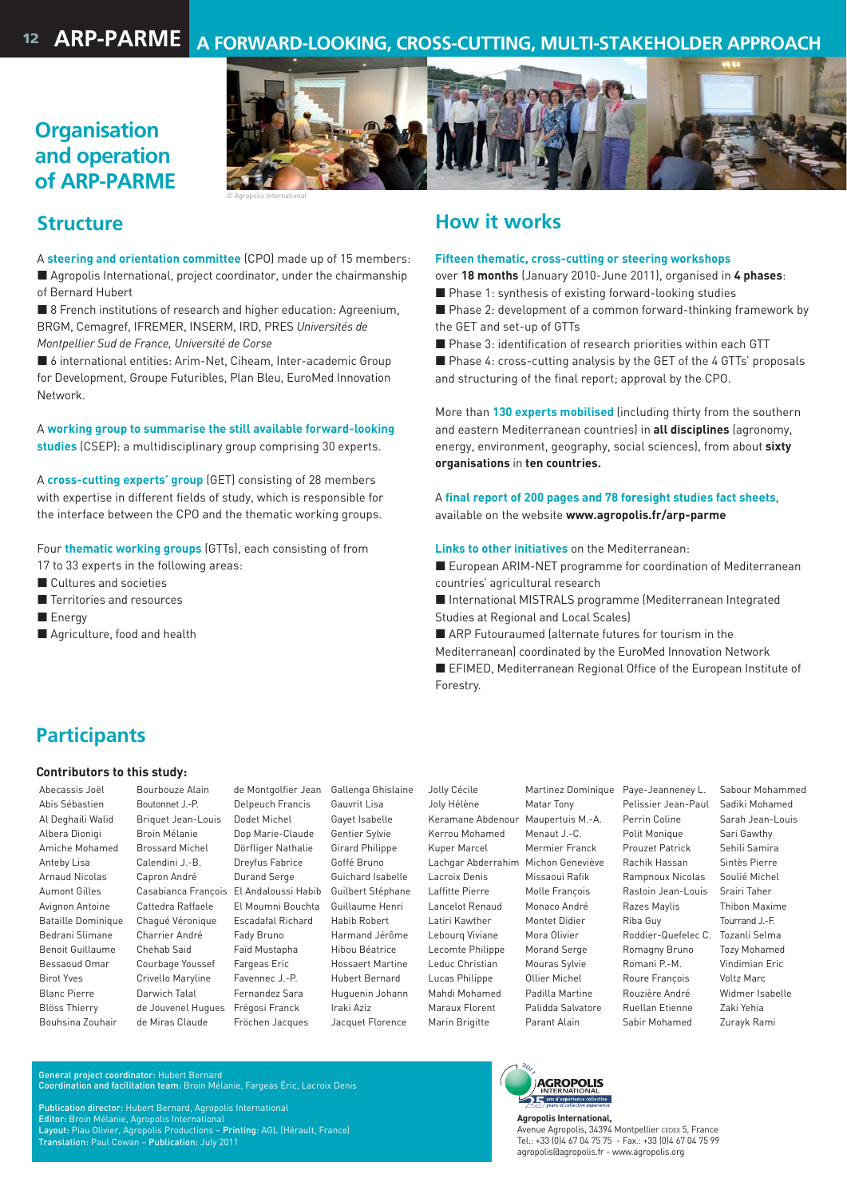# A FORWARD-LOOKING, CROSS-CUTTING, MULTI-STAKEHOLDER APPROACH

## Organisation and operation of ARP-PARME

© Agropolis International

### Structure

A **steering and orientation committee** (CPO) made up of 15 members:

- Agropolis International, project coordinator, under the chairmanship of Bernard Hubert
- 8 French institutions of research and higher education: Agreenium, BRGM, Cemagref, IFREMER, INSERM, IRD, PRES *Universités de Montpellier Sud de France, Université de Corse*
- 6 international entities: Arim-Net, Ciheam, Inter-academic Group for Development, Groupe Futuribles, Plan Bleu, EuroMed Innovation Network.

A **working group to summarise the still available forward-looking studies** (CSEP): a multidisciplinary group comprising 30 experts.

A **cross-cutting experts' group** (GET) consisting of 28 members with expertise in different fields of study, which is responsible for the interface between the CPO and the thematic working groups.

Four **thematic working groups** (GTTs), each consisting of from 17 to 33 experts in the following areas:

- Cultures and societies
- Territories and resources
- Energy
- Agriculture, food and health

### How it works

**Fifteen thematic, cross-cutting or steering workshops** over **18 months** (January 2010-June 2011), organised in **4 phases**:

- Phase 1: synthesis of existing forward-looking studies
- Phase 2: development of a common forward-thinking framework by the GET and set-up of GTTs
- Phase 3: identification of research priorities within each GTT
- Phase 4: cross-cutting analysis by the GET of the 4 GTTs' proposals and structuring of the final report; approval by the CPO.

More than **130 experts mobilised** (including thirty from the southern and eastern Mediterranean countries) in **all disciplines** (agronomy, energy, environment, geography, social sciences), from about **sixty organisations** in **ten countries.**

A **final report of 200 pages and 78 foresight studies fact sheets**, available on the website **www.agropolis.fr/arp-parme**

**Links to other initiatives** on the Mediterranean:

- European ARIM-NET programme for coordination of Mediterranean countries' agricultural research
- International MISTRALS programme (Mediterranean Integrated Studies at Regional and Local Scales)
- ARP Futouraumed (alternate futures for tourism in the Mediterranean) coordinated by the EuroMed Innovation Network
- EFIMED, Mediterranean Regional Office of the European Institute of Forestry.

## Participants

**Contributors to this study:**

Abecassis Joël, Abis Sébastien, Al Deghaili Walid, Albera Dionigi, Amiche Mohamed, Anteby Lisa, Arnaud Nicolas, Aumont Gilles, Avignon Antoine, Bataille Dominique, Bedrani Slimane, Benoit Guillaume, Bessaoud Omar, Birot Yves, Blanc Pierre, Blöss Thierry, Bouhsina Zouhair, Bourbouze Alain, Boutonnet J.-P., Briquet Jean-Louis, Broin Mélanie, Brossard Michel, Calendini J.-B., Capron André, Casabianca François, Cattedra Raffaele, Chagué Véronique, Charrier André, Chehab Said, Courbage Youssef, Crivello Maryline, Darwich Talal, de Jouvenel Hugues, de Miras Claude, de Montgolfier Jean, Delpeuch Francis, Dodet Michel, Dop Marie-Claude, Dörfliger Nathalie, Dreyfus Fabrice, Durand Serge, El Andaloussi Habib, El Moumni Bouchta, Escadafal Richard, Fady Bruno, Faïd Mustapha, Fargeas Eric, Favennec J.-P., Fernandez Sara, Frégosi Franck, Fröchen Jacques, Gallenga Ghislaine, Gauvrit Lisa, Gayet Isabelle, Gentier Sylvie, Girard Philippe, Goffé Bruno, Guichard Isabelle, Guilbert Stéphane, Guillaume Henri, Habib Robert, Harmand Jérôme, Hibou Béatrice, Hossaert Martine, Hubert Bernard, Huguenin Johann, Iraki Aziz, Jacquet Florence, Jolly Cécile, Joly Hélène, Keramane Abdenour, Kerrou Mohamed, Kuper Marcel, Lachgar Abderrahim, Lacroix Denis, Laffitte Pierre, Lancelot Renaud, Latiri Kawther, Lebourq Viviane, Lecomte Philippe, Leduc Christian, Lucas Philippe, Mahdi Mohamed, Maraux Florent, Marin Brigitte, Martinez Dominique, Matar Tony, Maupertuis M.-A., Menaut J.-C., Mermier Franck, Michon Geneviève, Missaoui Rafik, Molle François, Monaco André, Montet Didier, Mora Olivier, Morand Serge, Mouras Sylvie, Ollier Michel, Padilla Martine, Palidda Salvatore, Parant Alain, Paye-Jeanneney L., Pelissier Jean-Paul, Perrin Coline, Polit Monique, Prouzet Patrick, Rachik Hassan, Rampnoux Nicolas, Rastoin Jean-Louis, Razes Maylis, Riba Guy, Roddier-Quefelec C., Romagny Bruno, Romani P.-M., Roure François, Rouzière André, Ruellan Etienne, Sabir Mohamed, Sabour Mohammed, Sadiki Mohamed, Sarah Jean-Louis, Sari Gawthy, Sehili Samira, Sintès Pierre, Soulié Michel, Srairi Taher, Thibon Maxime, Tourrand J.-F., Tozanli Selma, Tozy Mohamed, Vindimian Eric, Voltz Marc, Widmer Isabelle, Zaki Yehia, Zurayk Rami

**General project coordinator:** Hubert Bernard
**Coordination and facilitation team:** Broin Mélanie, Fargeas Éric, Lacroix Denis

**Publication director:** Hubert Bernard, Agropolis International
**Editor:** Broin Mélanie, Agropolis International
**Layout:** Piau Olivier, Agropolis Productions – **Printing:** AGL (Hérault, France)
**Translation:** Paul Cowan – **Publication:** July 2011

AGROPOLIS INTERNATIONAL — 2011 — 25 ans d'expérience collective / years of collective experience

**Agropolis International,**
Avenue Agropolis, 34394 Montpellier CEDEX 5, France
Tel.: +33 (0)4 67 04 75 75 - Fax.: +33 (0)4 67 04 75 99
agropolis@agropolis.fr - www.agropolis.org